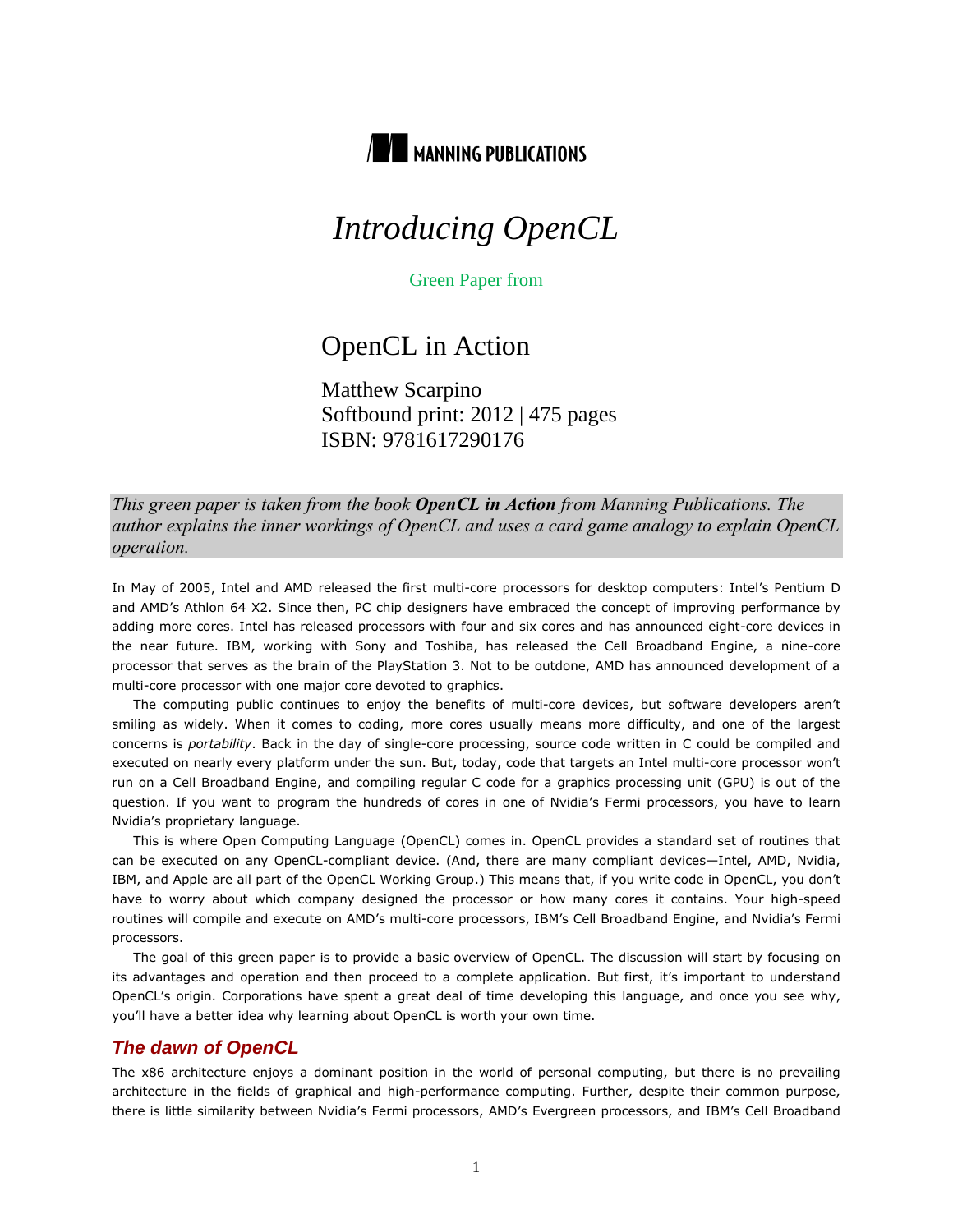MANNING PUBLICATIONS

# *Introducing OpenCL*

Green Paper from

## OpenCL in Action

Matthew Scarpino
Softbound print: 2012 | 475 pages
ISBN: 9781617290176

*This green paper is taken from the book **OpenCL in Action** from Manning Publications. The author explains the inner workings of OpenCL and uses a card game analogy to explain OpenCL operation.*

In May of 2005, Intel and AMD released the first multi-core processors for desktop computers: Intel's Pentium D and AMD's Athlon 64 X2. Since then, PC chip designers have embraced the concept of improving performance by adding more cores. Intel has released processors with four and six cores and has announced eight-core devices in the near future. IBM, working with Sony and Toshiba, has released the Cell Broadband Engine, a nine-core processor that serves as the brain of the PlayStation 3. Not to be outdone, AMD has announced development of a multi-core processor with one major core devoted to graphics.

The computing public continues to enjoy the benefits of multi-core devices, but software developers aren't smiling as widely. When it comes to coding, more cores usually means more difficulty, and one of the largest concerns is *portability*. Back in the day of single-core processing, source code written in C could be compiled and executed on nearly every platform under the sun. But, today, code that targets an Intel multi-core processor won't run on a Cell Broadband Engine, and compiling regular C code for a graphics processing unit (GPU) is out of the question. If you want to program the hundreds of cores in one of Nvidia's Fermi processors, you have to learn Nvidia's proprietary language.

This is where Open Computing Language (OpenCL) comes in. OpenCL provides a standard set of routines that can be executed on any OpenCL-compliant device. (And, there are many compliant devices—Intel, AMD, Nvidia, IBM, and Apple are all part of the OpenCL Working Group.) This means that, if you write code in OpenCL, you don't have to worry about which company designed the processor or how many cores it contains. Your high-speed routines will compile and execute on AMD's multi-core processors, IBM's Cell Broadband Engine, and Nvidia's Fermi processors.

The goal of this green paper is to provide a basic overview of OpenCL. The discussion will start by focusing on its advantages and operation and then proceed to a complete application. But first, it's important to understand OpenCL's origin. Corporations have spent a great deal of time developing this language, and once you see why, you'll have a better idea why learning about OpenCL is worth your own time.

### The dawn of OpenCL

The x86 architecture enjoys a dominant position in the world of personal computing, but there is no prevailing architecture in the fields of graphical and high-performance computing. Further, despite their common purpose, there is little similarity between Nvidia's Fermi processors, AMD's Evergreen processors, and IBM's Cell Broadband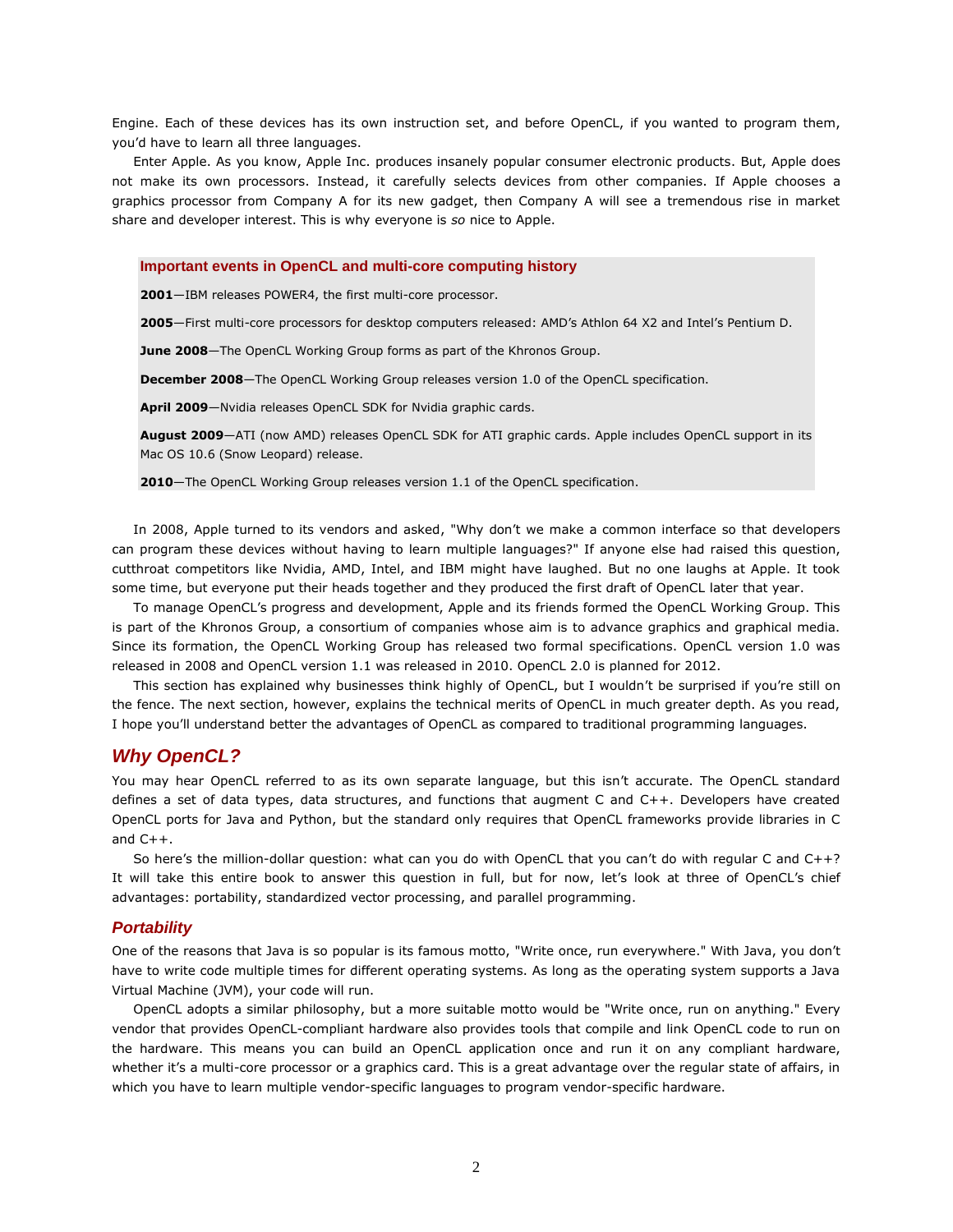Engine. Each of these devices has its own instruction set, and before OpenCL, if you wanted to program them, you'd have to learn all three languages.

Enter Apple. As you know, Apple Inc. produces insanely popular consumer electronic products. But, Apple does not make its own processors. Instead, it carefully selects devices from other companies. If Apple chooses a graphics processor from Company A for its new gadget, then Company A will see a tremendous rise in market share and developer interest. This is why everyone is *so* nice to Apple.

> **Important events in OpenCL and multi-core computing history**
>
> **2001**—IBM releases POWER4, the first multi-core processor.
>
> **2005**—First multi-core processors for desktop computers released: AMD's Athlon 64 X2 and Intel's Pentium D.
>
> **June 2008**—The OpenCL Working Group forms as part of the Khronos Group.
>
> **December 2008**—The OpenCL Working Group releases version 1.0 of the OpenCL specification.
>
> **April 2009**—Nvidia releases OpenCL SDK for Nvidia graphic cards.
>
> **August 2009**—ATI (now AMD) releases OpenCL SDK for ATI graphic cards. Apple includes OpenCL support in its Mac OS 10.6 (Snow Leopard) release.
>
> **2010**—The OpenCL Working Group releases version 1.1 of the OpenCL specification.

In 2008, Apple turned to its vendors and asked, "Why don't we make a common interface so that developers can program these devices without having to learn multiple languages?" If anyone else had raised this question, cutthroat competitors like Nvidia, AMD, Intel, and IBM might have laughed. But no one laughs at Apple. It took some time, but everyone put their heads together and they produced the first draft of OpenCL later that year.

To manage OpenCL's progress and development, Apple and its friends formed the OpenCL Working Group. This is part of the Khronos Group, a consortium of companies whose aim is to advance graphics and graphical media. Since its formation, the OpenCL Working Group has released two formal specifications. OpenCL version 1.0 was released in 2008 and OpenCL version 1.1 was released in 2010. OpenCL 2.0 is planned for 2012.

This section has explained why businesses think highly of OpenCL, but I wouldn't be surprised if you're still on the fence. The next section, however, explains the technical merits of OpenCL in much greater depth. As you read, I hope you'll understand better the advantages of OpenCL as compared to traditional programming languages.

## Why OpenCL?

You may hear OpenCL referred to as its own separate language, but this isn't accurate. The OpenCL standard defines a set of data types, data structures, and functions that augment C and C++. Developers have created OpenCL ports for Java and Python, but the standard only requires that OpenCL frameworks provide libraries in C and C++.

So here's the million-dollar question: what can you do with OpenCL that you can't do with regular C and C++? It will take this entire book to answer this question in full, but for now, let's look at three of OpenCL's chief advantages: portability, standardized vector processing, and parallel programming.

### Portability

One of the reasons that Java is so popular is its famous motto, "Write once, run everywhere." With Java, you don't have to write code multiple times for different operating systems. As long as the operating system supports a Java Virtual Machine (JVM), your code will run.

OpenCL adopts a similar philosophy, but a more suitable motto would be "Write once, run on anything." Every vendor that provides OpenCL-compliant hardware also provides tools that compile and link OpenCL code to run on the hardware. This means you can build an OpenCL application once and run it on any compliant hardware, whether it's a multi-core processor or a graphics card. This is a great advantage over the regular state of affairs, in which you have to learn multiple vendor-specific languages to program vendor-specific hardware.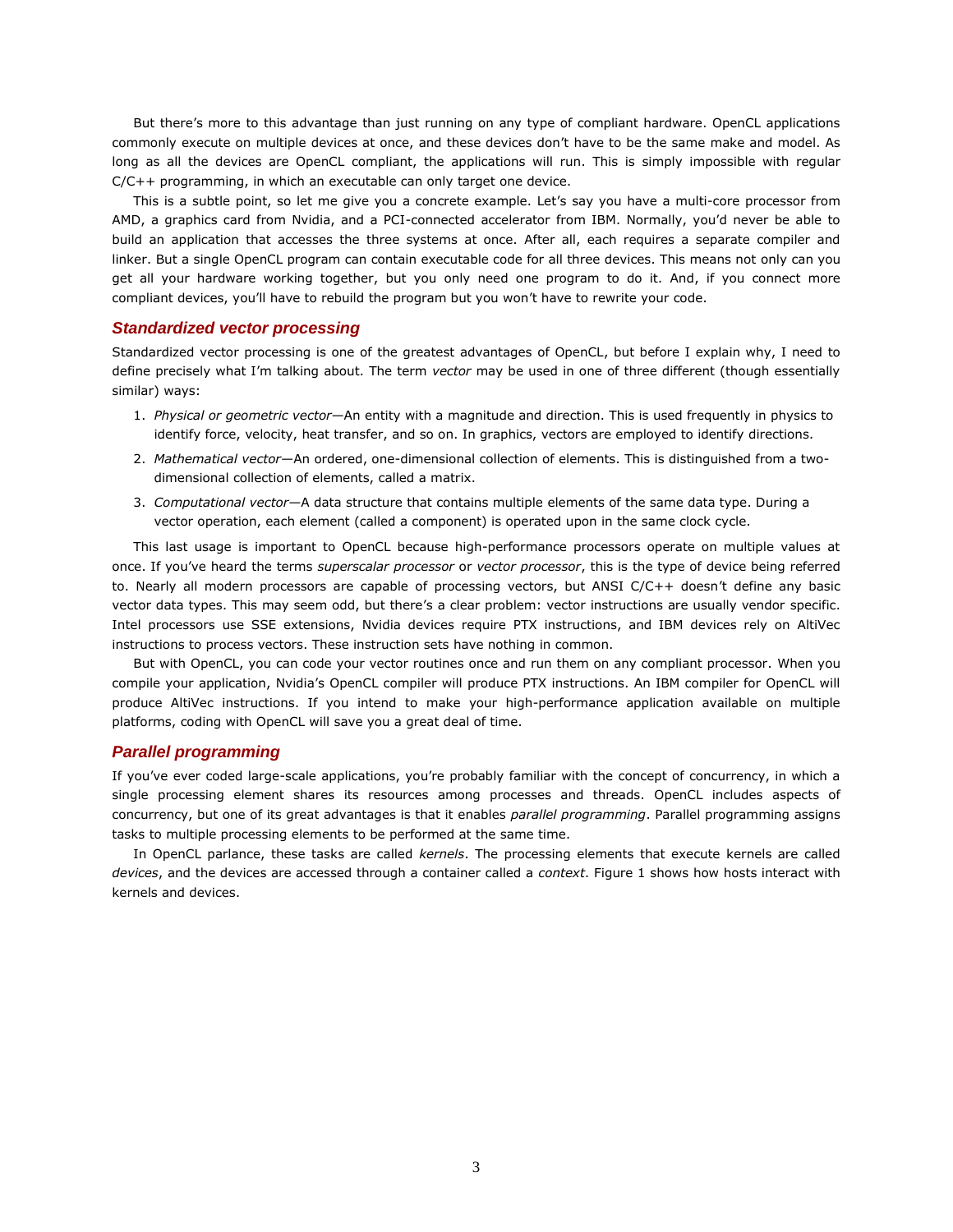But there's more to this advantage than just running on any type of compliant hardware. OpenCL applications commonly execute on multiple devices at once, and these devices don't have to be the same make and model. As long as all the devices are OpenCL compliant, the applications will run. This is simply impossible with regular C/C++ programming, in which an executable can only target one device.

This is a subtle point, so let me give you a concrete example. Let's say you have a multi-core processor from AMD, a graphics card from Nvidia, and a PCI-connected accelerator from IBM. Normally, you'd never be able to build an application that accesses the three systems at once. After all, each requires a separate compiler and linker. But a single OpenCL program can contain executable code for all three devices. This means not only can you get all your hardware working together, but you only need one program to do it. And, if you connect more compliant devices, you'll have to rebuild the program but you won't have to rewrite your code.

### *Standardized vector processing*

Standardized vector processing is one of the greatest advantages of OpenCL, but before I explain why, I need to define precisely what I'm talking about. The term *vector* may be used in one of three different (though essentially similar) ways:

1. *Physical or geometric vector*—An entity with a magnitude and direction. This is used frequently in physics to identify force, velocity, heat transfer, and so on. In graphics, vectors are employed to identify directions.
2. *Mathematical vector*—An ordered, one-dimensional collection of elements. This is distinguished from a two-dimensional collection of elements, called a matrix.
3. *Computational vector*—A data structure that contains multiple elements of the same data type. During a vector operation, each element (called a component) is operated upon in the same clock cycle.

This last usage is important to OpenCL because high-performance processors operate on multiple values at once. If you've heard the terms *superscalar processor* or *vector processor*, this is the type of device being referred to. Nearly all modern processors are capable of processing vectors, but ANSI C/C++ doesn't define any basic vector data types. This may seem odd, but there's a clear problem: vector instructions are usually vendor specific. Intel processors use SSE extensions, Nvidia devices require PTX instructions, and IBM devices rely on AltiVec instructions to process vectors. These instruction sets have nothing in common.

But with OpenCL, you can code your vector routines once and run them on any compliant processor. When you compile your application, Nvidia's OpenCL compiler will produce PTX instructions. An IBM compiler for OpenCL will produce AltiVec instructions. If you intend to make your high-performance application available on multiple platforms, coding with OpenCL will save you a great deal of time.

### *Parallel programming*

If you've ever coded large-scale applications, you're probably familiar with the concept of concurrency, in which a single processing element shares its resources among processes and threads. OpenCL includes aspects of concurrency, but one of its great advantages is that it enables *parallel programming*. Parallel programming assigns tasks to multiple processing elements to be performed at the same time.

In OpenCL parlance, these tasks are called *kernels*. The processing elements that execute kernels are called *devices*, and the devices are accessed through a container called a *context*. Figure 1 shows how hosts interact with kernels and devices.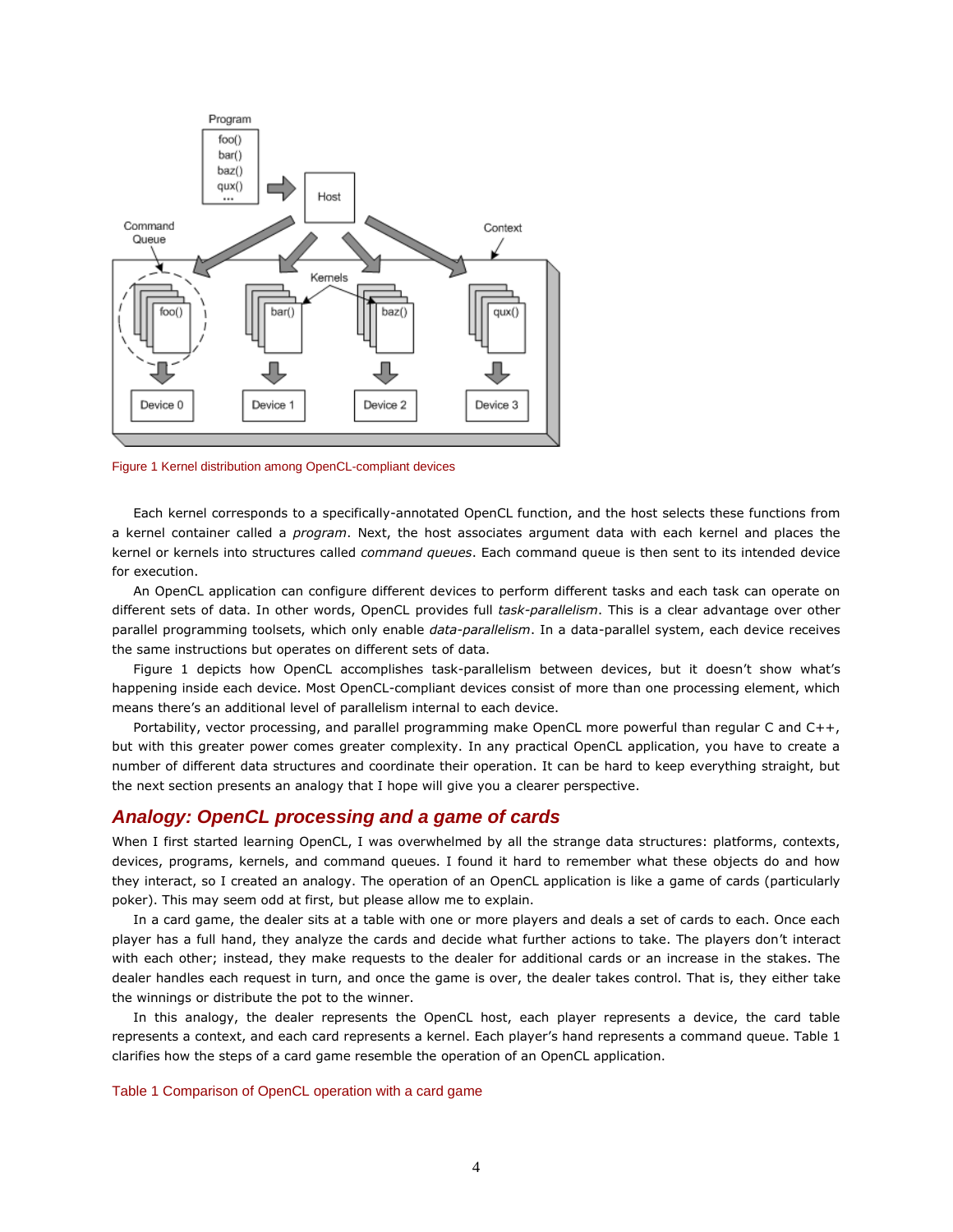Figure 1 Kernel distribution among OpenCL-compliant devices

Each kernel corresponds to a specifically-annotated OpenCL function, and the host selects these functions from a kernel container called a *program*. Next, the host associates argument data with each kernel and places the kernel or kernels into structures called *command queues*. Each command queue is then sent to its intended device for execution.

An OpenCL application can configure different devices to perform different tasks and each task can operate on different sets of data. In other words, OpenCL provides full *task-parallelism*. This is a clear advantage over other parallel programming toolsets, which only enable *data-parallelism*. In a data-parallel system, each device receives the same instructions but operates on different sets of data.

Figure 1 depicts how OpenCL accomplishes task-parallelism between devices, but it doesn't show what's happening inside each device. Most OpenCL-compliant devices consist of more than one processing element, which means there's an additional level of parallelism internal to each device.

Portability, vector processing, and parallel programming make OpenCL more powerful than regular C and C++, but with this greater power comes greater complexity. In any practical OpenCL application, you have to create a number of different data structures and coordinate their operation. It can be hard to keep everything straight, but the next section presents an analogy that I hope will give you a clearer perspective.

## Analogy: OpenCL processing and a game of cards

When I first started learning OpenCL, I was overwhelmed by all the strange data structures: platforms, contexts, devices, programs, kernels, and command queues. I found it hard to remember what these objects do and how they interact, so I created an analogy. The operation of an OpenCL application is like a game of cards (particularly poker). This may seem odd at first, but please allow me to explain.

In a card game, the dealer sits at a table with one or more players and deals a set of cards to each. Once each player has a full hand, they analyze the cards and decide what further actions to take. The players don't interact with each other; instead, they make requests to the dealer for additional cards or an increase in the stakes. The dealer handles each request in turn, and once the game is over, the dealer takes control. That is, they either take the winnings or distribute the pot to the winner.

In this analogy, the dealer represents the OpenCL host, each player represents a device, the card table represents a context, and each card represents a kernel. Each player's hand represents a command queue. Table 1 clarifies how the steps of a card game resemble the operation of an OpenCL application.

Table 1 Comparison of OpenCL operation with a card game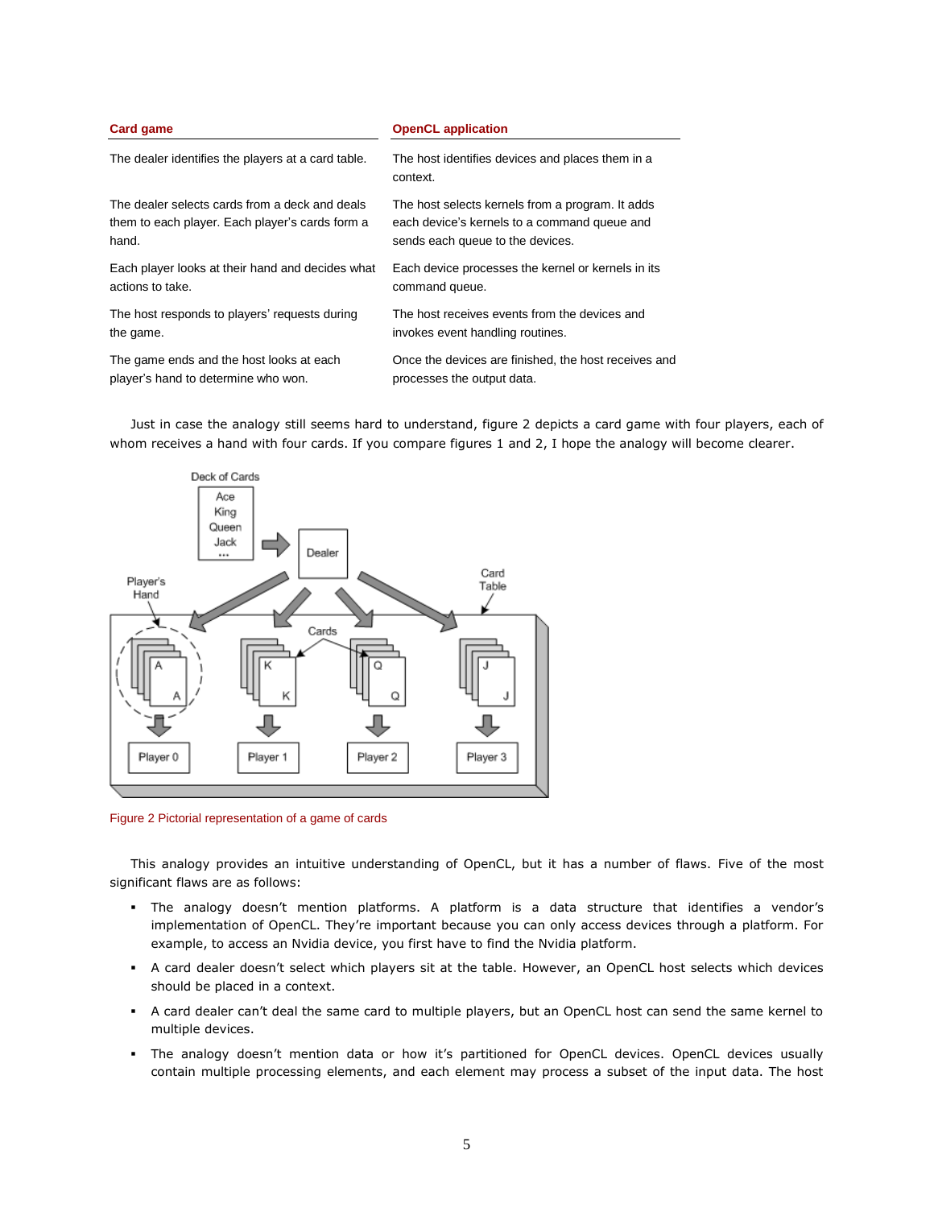| Card game | OpenCL application |
|---|---|
| The dealer identifies the players at a card table. | The host identifies devices and places them in a context. |
| The dealer selects cards from a deck and deals them to each player. Each player's cards form a hand. | The host selects kernels from a program. It adds each device's kernels to a command queue and sends each queue to the devices. |
| Each player looks at their hand and decides what actions to take. | Each device processes the kernel or kernels in its command queue. |
| The host responds to players' requests during the game. | The host receives events from the devices and invokes event handling routines. |
| The game ends and the host looks at each player's hand to determine who won. | Once the devices are finished, the host receives and processes the output data. |

Just in case the analogy still seems hard to understand, figure 2 depicts a card game with four players, each of whom receives a hand with four cards. If you compare figures 1 and 2, I hope the analogy will become clearer.

Figure 2 Pictorial representation of a game of cards

This analogy provides an intuitive understanding of OpenCL, but it has a number of flaws. Five of the most significant flaws are as follows:

- The analogy doesn't mention platforms. A platform is a data structure that identifies a vendor's implementation of OpenCL. They're important because you can only access devices through a platform. For example, to access an Nvidia device, you first have to find the Nvidia platform.
- A card dealer doesn't select which players sit at the table. However, an OpenCL host selects which devices should be placed in a context.
- A card dealer can't deal the same card to multiple players, but an OpenCL host can send the same kernel to multiple devices.
- The analogy doesn't mention data or how it's partitioned for OpenCL devices. OpenCL devices usually contain multiple processing elements, and each element may process a subset of the input data. The host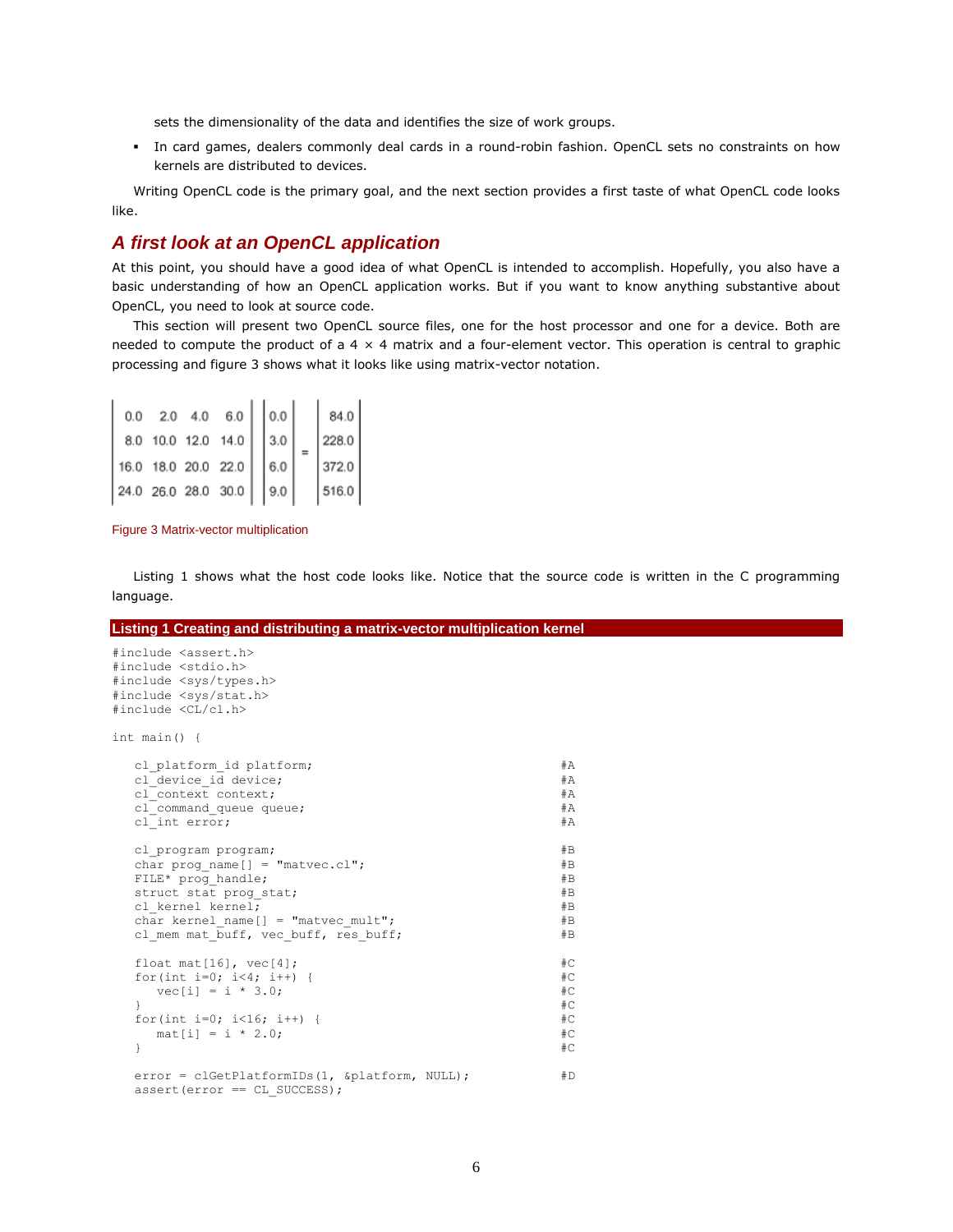sets the dimensionality of the data and identifies the size of work groups.

- In card games, dealers commonly deal cards in a round-robin fashion. OpenCL sets no constraints on how kernels are distributed to devices.

Writing OpenCL code is the primary goal, and the next section provides a first taste of what OpenCL code looks like.

## A first look at an OpenCL application

At this point, you should have a good idea of what OpenCL is intended to accomplish. Hopefully, you also have a basic understanding of how an OpenCL application works. But if you want to know anything substantive about OpenCL, you need to look at source code.

This section will present two OpenCL source files, one for the host processor and one for a device. Both are needed to compute the product of a 4 × 4 matrix and a four-element vector. This operation is central to graphic processing and figure 3 shows what it looks like using matrix-vector notation.

$$\begin{vmatrix} 0.0 & 2.0 & 4.0 & 6.0 \\ 8.0 & 10.0 & 12.0 & 14.0 \\ 16.0 & 18.0 & 20.0 & 22.0 \\ 24.0 & 26.0 & 28.0 & 30.0 \end{vmatrix} \begin{vmatrix} 0.0 \\ 3.0 \\ 6.0 \\ 9.0 \end{vmatrix} = \begin{vmatrix} 84.0 \\ 228.0 \\ 372.0 \\ 516.0 \end{vmatrix}$$

Figure 3 Matrix-vector multiplication

Listing 1 shows what the host code looks like. Notice that the source code is written in the C programming language.

**Listing 1 Creating and distributing a matrix-vector multiplication kernel**

```
#include <assert.h>
#include <stdio.h>
#include <sys/types.h>
#include <sys/stat.h>
#include <CL/cl.h>

int main() {

   cl_platform_id platform;                                 #A
   cl_device_id device;                                     #A
   cl_context context;                                      #A
   cl_command_queue queue;                                  #A
   cl_int error;                                            #A

   cl_program program;                                      #B
   char prog_name[] = "matvec.cl";                          #B
   FILE* prog_handle;                                       #B
   struct stat prog_stat;                                   #B
   cl_kernel kernel;                                        #B
   char kernel_name[] = "matvec_mult";                      #B
   cl_mem mat_buff, vec_buff, res_buff;                     #B

   float mat[16], vec[4];                                   #C
   for(int i=0; i<4; i++) {                                 #C
      vec[i] = i * 3.0;                                     #C
   }                                                        #C
   for(int i=0; i<16; i++) {                                #C
      mat[i] = i * 2.0;                                     #C
   }                                                        #C

   error = clGetPlatformIDs(1, &platform, NULL);            #D
   assert(error == CL_SUCCESS);
```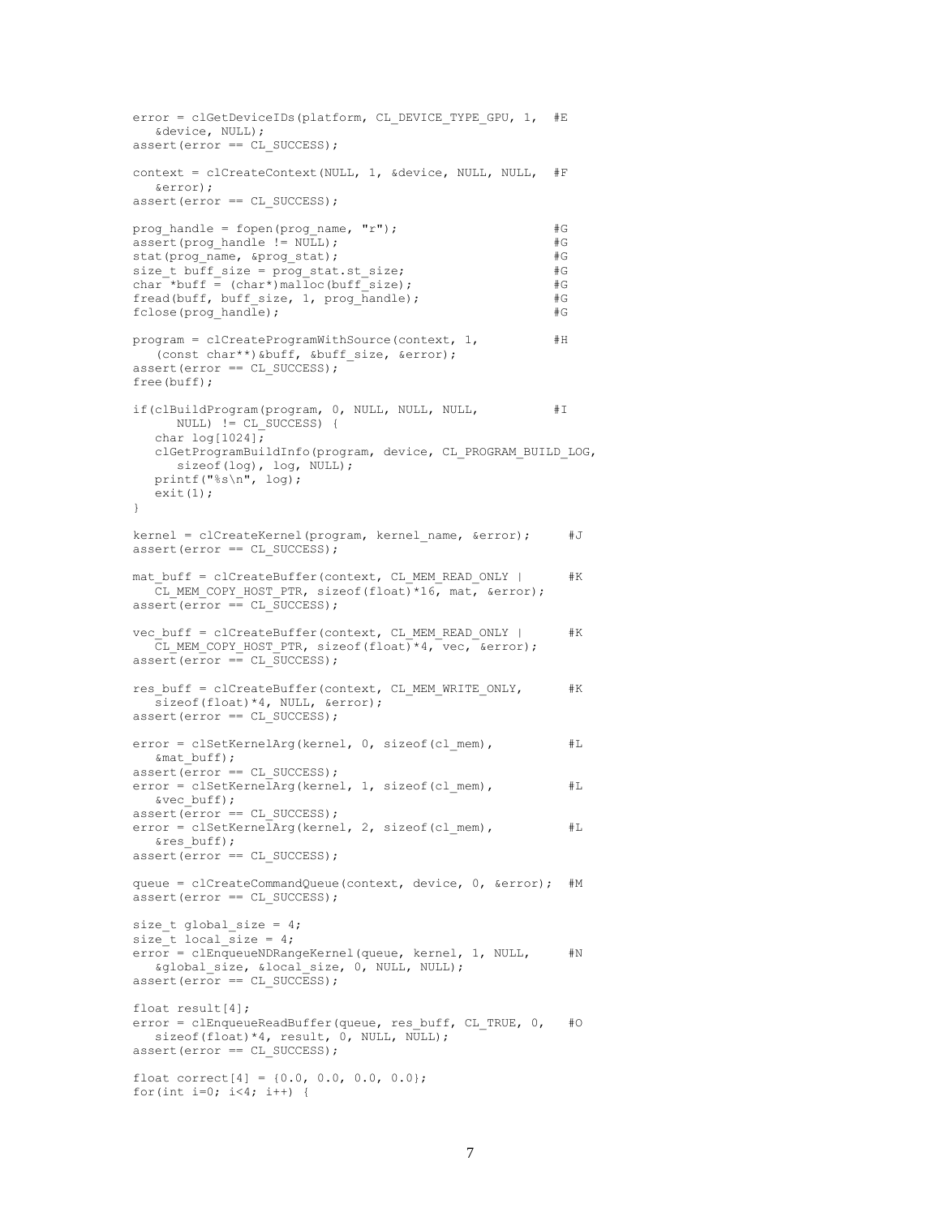```
error = clGetDeviceIDs(platform, CL_DEVICE_TYPE_GPU, 1,  #E
   &device, NULL);
assert(error == CL_SUCCESS);

context = clCreateContext(NULL, 1, &device, NULL, NULL,  #F
   &error);
assert(error == CL_SUCCESS);

prog_handle = fopen(prog_name, "r");                      #G
assert(prog_handle != NULL);                              #G
stat(prog_name, &prog_stat);                              #G
size_t buff_size = prog_stat.st_size;                     #G
char *buff = (char*)malloc(buff_size);                    #G
fread(buff, buff_size, 1, prog_handle);                   #G
fclose(prog_handle);                                      #G

program = clCreateProgramWithSource(context, 1,           #H
   (const char**)&buff, &buff_size, &error);
assert(error == CL_SUCCESS);
free(buff);

if(clBuildProgram(program, 0, NULL, NULL, NULL,           #I
      NULL) != CL_SUCCESS) {
   char log[1024];
   clGetProgramBuildInfo(program, device, CL_PROGRAM_BUILD_LOG,
      sizeof(log), log, NULL);
   printf("%s\n", log);
   exit(1);
}

kernel = clCreateKernel(program, kernel_name, &error);     #J
assert(error == CL_SUCCESS);

mat_buff = clCreateBuffer(context, CL_MEM_READ_ONLY |      #K
   CL_MEM_COPY_HOST_PTR, sizeof(float)*16, mat, &error);
assert(error == CL_SUCCESS);

vec_buff = clCreateBuffer(context, CL_MEM_READ_ONLY |      #K
   CL_MEM_COPY_HOST_PTR, sizeof(float)*4, vec, &error);
assert(error == CL_SUCCESS);

res_buff = clCreateBuffer(context, CL_MEM_WRITE_ONLY,      #K
   sizeof(float)*4, NULL, &error);
assert(error == CL_SUCCESS);

error = clSetKernelArg(kernel, 0, sizeof(cl_mem),          #L
   &mat_buff);
assert(error == CL_SUCCESS);
error = clSetKernelArg(kernel, 1, sizeof(cl_mem),          #L
   &vec_buff);
assert(error == CL_SUCCESS);
error = clSetKernelArg(kernel, 2, sizeof(cl_mem),          #L
   &res_buff);
assert(error == CL_SUCCESS);

queue = clCreateCommandQueue(context, device, 0, &error);  #M
assert(error == CL_SUCCESS);

size_t global_size = 4;
size_t local_size = 4;
error = clEnqueueNDRangeKernel(queue, kernel, 1, NULL,     #N
   &global_size, &local_size, 0, NULL, NULL);
assert(error == CL_SUCCESS);

float result[4];
error = clEnqueueReadBuffer(queue, res_buff, CL_TRUE, 0,   #O
   sizeof(float)*4, result, 0, NULL, NULL);
assert(error == CL_SUCCESS);

float correct[4] = {0.0, 0.0, 0.0, 0.0};
for(int i=0; i<4; i++) {
```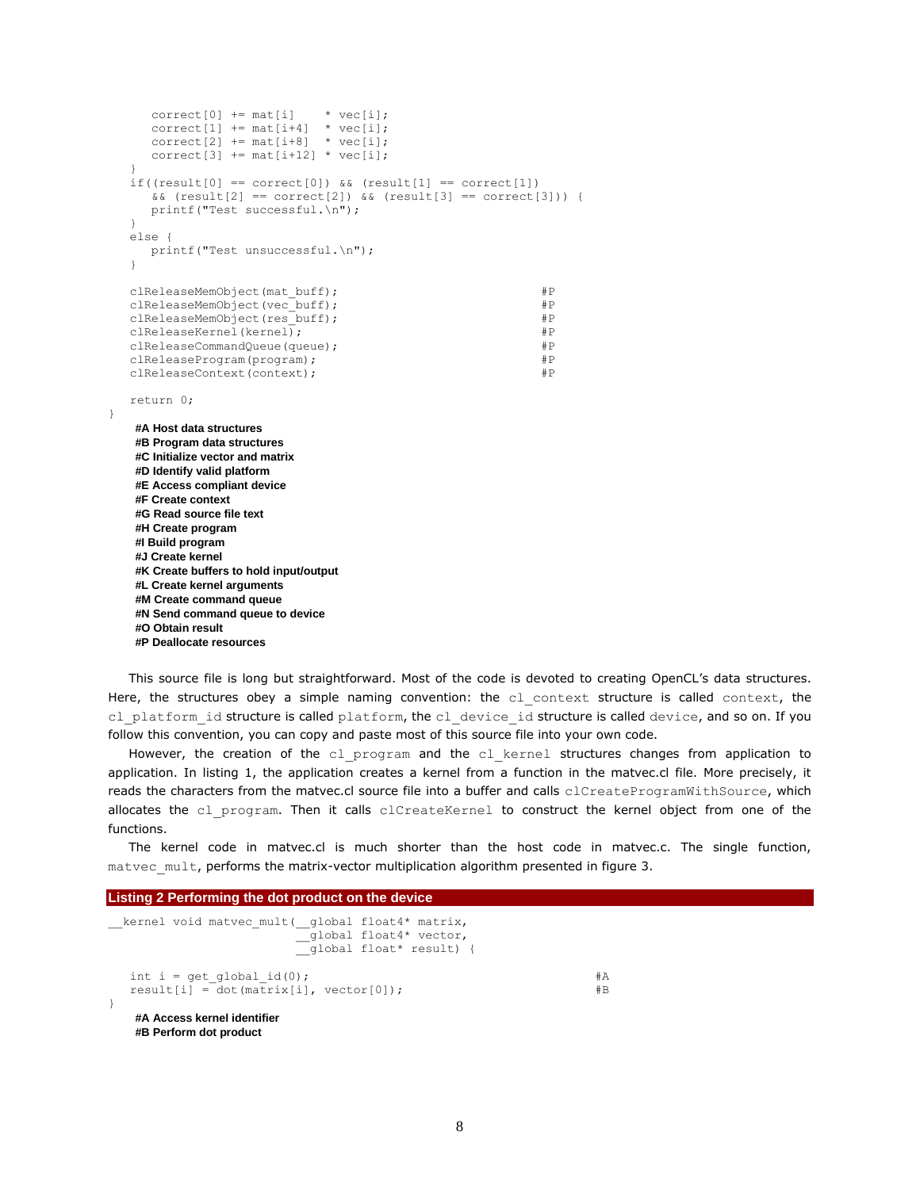```
      correct[0] += mat[i]    * vec[i];
      correct[1] += mat[i+4]  * vec[i];
      correct[2] += mat[i+8]  * vec[i];
      correct[3] += mat[i+12] * vec[i];
   }
   if((result[0] == correct[0]) && (result[1] == correct[1])
      && (result[2] == correct[2]) && (result[3] == correct[3])) {
      printf("Test successful.\n");
   }
   else {
      printf("Test unsuccessful.\n");
   }

   clReleaseMemObject(mat_buff);                                #P
   clReleaseMemObject(vec_buff);                                #P
   clReleaseMemObject(res_buff);                                #P
   clReleaseKernel(kernel);                                     #P
   clReleaseCommandQueue(queue);                                #P
   clReleaseProgram(program);                                   #P
   clReleaseContext(context);                                   #P

   return 0;
}
```

**#A Host data structures**
**#B Program data structures**
**#C Initialize vector and matrix**
**#D Identify valid platform**
**#E Access compliant device**
**#F Create context**
**#G Read source file text**
**#H Create program**
**#I Build program**
**#J Create kernel**
**#K Create buffers to hold input/output**
**#L Create kernel arguments**
**#M Create command queue**
**#N Send command queue to device**
**#O Obtain result**
**#P Deallocate resources**

This source file is long but straightforward. Most of the code is devoted to creating OpenCL's data structures. Here, the structures obey a simple naming convention: the `cl_context` structure is called `context`, the `cl_platform_id` structure is called `platform`, the `cl_device_id` structure is called `device`, and so on. If you follow this convention, you can copy and paste most of this source file into your own code.

However, the creation of the `cl_program` and the `cl_kernel` structures changes from application to application. In listing 1, the application creates a kernel from a function in the matvec.cl file. More precisely, it reads the characters from the matvec.cl source file into a buffer and calls `clCreateProgramWithSource`, which allocates the `cl_program`. Then it calls `clCreateKernel` to construct the kernel object from one of the functions.

The kernel code in matvec.cl is much shorter than the host code in matvec.c. The single function, `matvec_mult`, performs the matrix-vector multiplication algorithm presented in figure 3.

**Listing 2 Performing the dot product on the device**

```
__kernel void matvec_mult(__global float4* matrix,
                          __global float4* vector,
                          __global float* result) {

   int i = get_global_id(0);                                      #A
   result[i] = dot(matrix[i], vector[0]);                         #B
}
```

**#A Access kernel identifier**
**#B Perform dot product**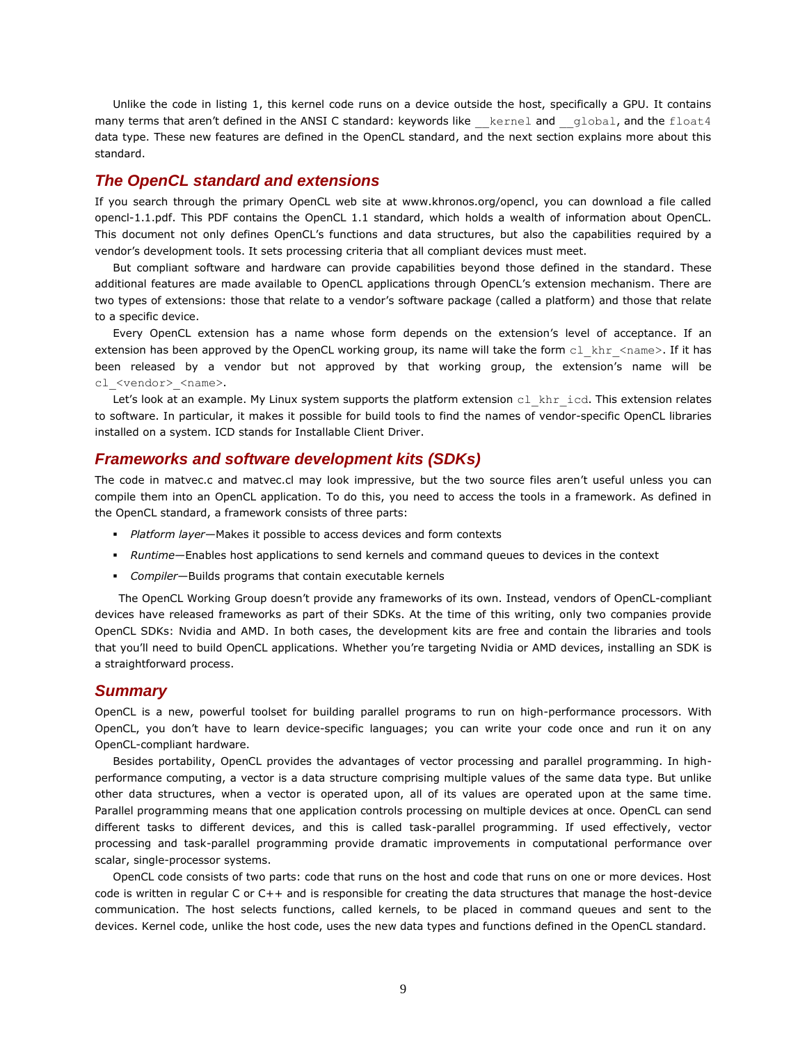Unlike the code in listing 1, this kernel code runs on a device outside the host, specifically a GPU. It contains many terms that aren't defined in the ANSI C standard: keywords like `__kernel` and `__global`, and the `float4` data type. These new features are defined in the OpenCL standard, and the next section explains more about this standard.

## *The OpenCL standard and extensions*

If you search through the primary OpenCL web site at www.khronos.org/opencl, you can download a file called opencl-1.1.pdf. This PDF contains the OpenCL 1.1 standard, which holds a wealth of information about OpenCL. This document not only defines OpenCL's functions and data structures, but also the capabilities required by a vendor's development tools. It sets processing criteria that all compliant devices must meet.

But compliant software and hardware can provide capabilities beyond those defined in the standard. These additional features are made available to OpenCL applications through OpenCL's extension mechanism. There are two types of extensions: those that relate to a vendor's software package (called a platform) and those that relate to a specific device.

Every OpenCL extension has a name whose form depends on the extension's level of acceptance. If an extension has been approved by the OpenCL working group, its name will take the form `cl_khr_<name>`. If it has been released by a vendor but not approved by that working group, the extension's name will be `cl_<vendor>_<name>`.

Let's look at an example. My Linux system supports the platform extension `cl_khr_icd`. This extension relates to software. In particular, it makes it possible for build tools to find the names of vendor-specific OpenCL libraries installed on a system. ICD stands for Installable Client Driver.

## *Frameworks and software development kits (SDKs)*

The code in matvec.c and matvec.cl may look impressive, but the two source files aren't useful unless you can compile them into an OpenCL application. To do this, you need to access the tools in a framework. As defined in the OpenCL standard, a framework consists of three parts:

- *Platform layer*—Makes it possible to access devices and form contexts
- *Runtime*—Enables host applications to send kernels and command queues to devices in the context
- *Compiler*—Builds programs that contain executable kernels

The OpenCL Working Group doesn't provide any frameworks of its own. Instead, vendors of OpenCL-compliant devices have released frameworks as part of their SDKs. At the time of this writing, only two companies provide OpenCL SDKs: Nvidia and AMD. In both cases, the development kits are free and contain the libraries and tools that you'll need to build OpenCL applications. Whether you're targeting Nvidia or AMD devices, installing an SDK is a straightforward process.

## *Summary*

OpenCL is a new, powerful toolset for building parallel programs to run on high-performance processors. With OpenCL, you don't have to learn device-specific languages; you can write your code once and run it on any OpenCL-compliant hardware.

Besides portability, OpenCL provides the advantages of vector processing and parallel programming. In high-performance computing, a vector is a data structure comprising multiple values of the same data type. But unlike other data structures, when a vector is operated upon, all of its values are operated upon at the same time. Parallel programming means that one application controls processing on multiple devices at once. OpenCL can send different tasks to different devices, and this is called task-parallel programming. If used effectively, vector processing and task-parallel programming provide dramatic improvements in computational performance over scalar, single-processor systems.

OpenCL code consists of two parts: code that runs on the host and code that runs on one or more devices. Host code is written in regular C or C++ and is responsible for creating the data structures that manage the host-device communication. The host selects functions, called kernels, to be placed in command queues and sent to the devices. Kernel code, unlike the host code, uses the new data types and functions defined in the OpenCL standard.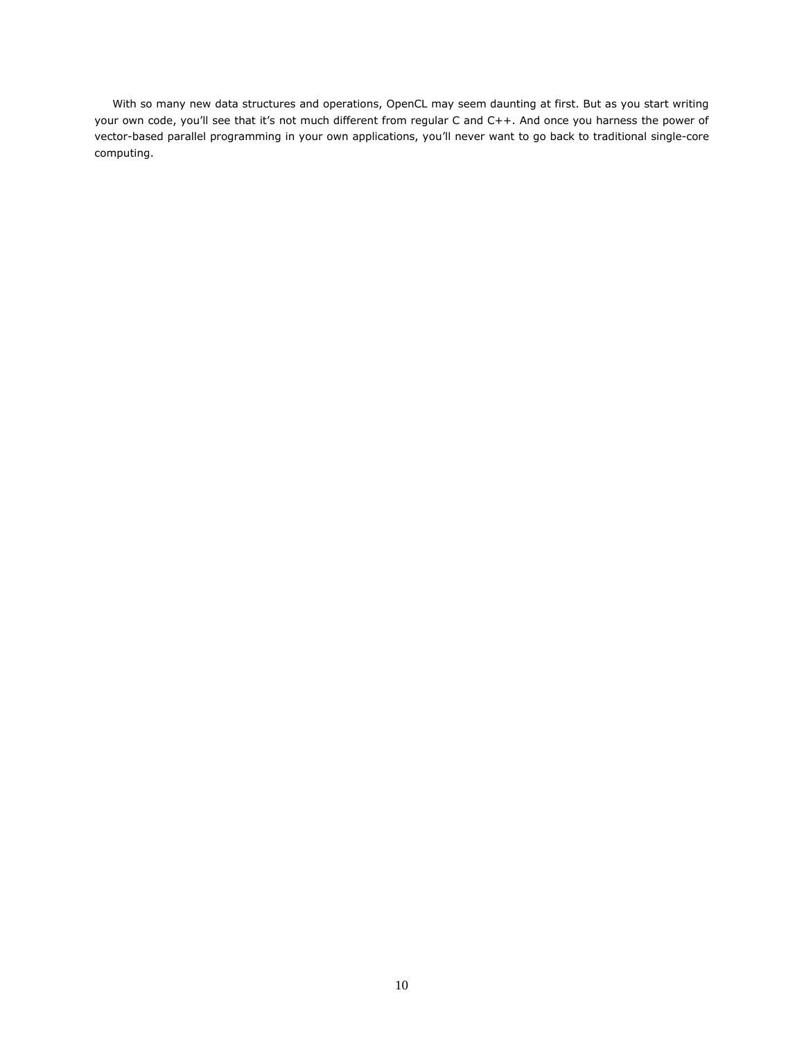With so many new data structures and operations, OpenCL may seem daunting at first. But as you start writing your own code, you'll see that it's not much different from regular C and C++. And once you harness the power of vector-based parallel programming in your own applications, you'll never want to go back to traditional single-core computing.